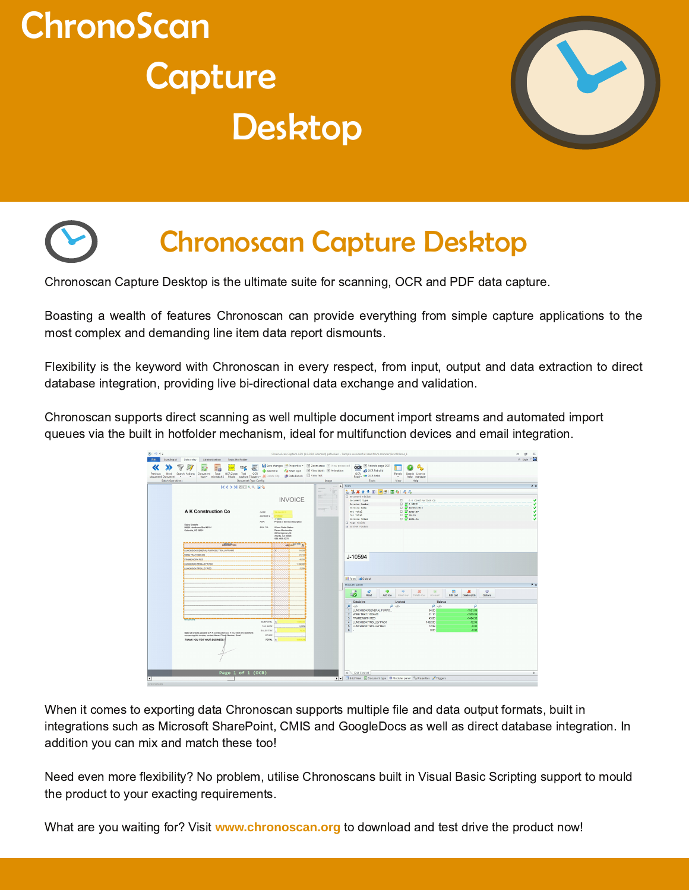# ChronoScan Capture Desktop

## Chronoscan Capture Desktop

Chronoscan Capture Desktop is the ultimate suite for scanning, OCR and PDF data capture.

Boasting a wealth of features Chronoscan can provide everything from simple capture applications to the most complex and demanding line item data report dismounts.

Flexibility is the keyword with Chronoscan in every respect, from input, output and data extraction to direct database integration, providing live bi-directional data exchange and validation.

Chronoscan supports direct scanning as well multiple document import streams and automated import queues via the built in hotfolder mechanism, ideal for multifunction devices and email integration.

When it comes to exporting data Chronoscan supports multiple file and data output formats, built in integrations such as Microsoft SharePoint, CMIS and GoogleDocs as well as direct database integration. In addition you can mix and match these too!

Need even more flexibility? No problem, utilise Chronoscans built in Visual Basic Scripting support to mould the product to your exacting requirements.

What are you waiting for? Visit www.chronoscan.org to download and test drive the product now!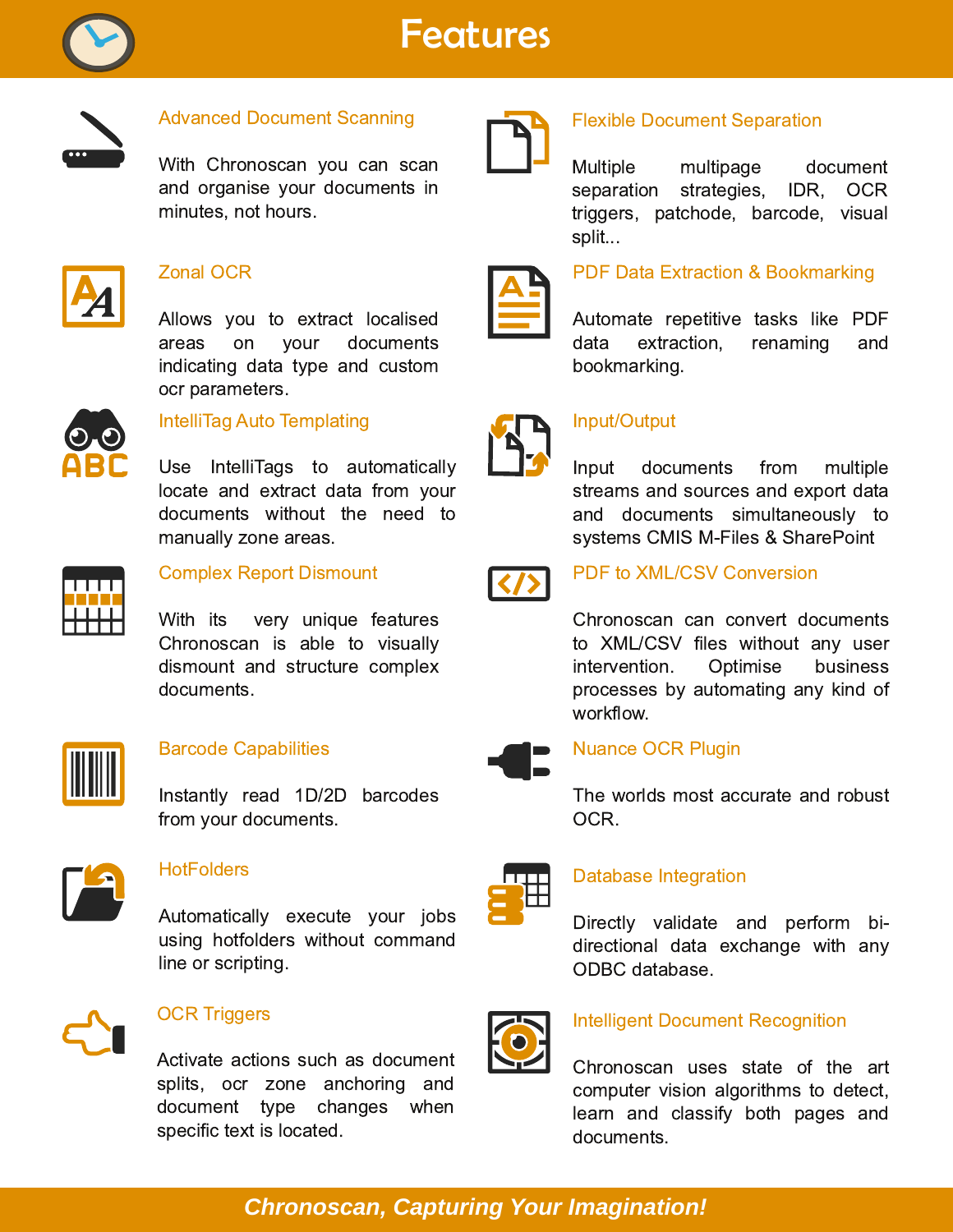# Features

### Advanced Document Scanning

With Chronoscan you can scan and organise your documents in minutes, not hours.

### Zonal OCR

Allows you to extract localised areas on your documents indicating data type and custom ocr parameters.

### IntelliTag Auto Templating

Use IntelliTags to automatically locate and extract data from your documents without the need to manually zone areas.

### Complex Report Dismount

With its very unique features Chronoscan is able to visually dismount and structure complex documents.

### Barcode Capabilities

Instantly read 1D/2D barcodes from your documents.

### HotFolders

Automatically execute your jobs using hotfolders without command line or scripting.

### OCR Triggers

Activate actions such as document splits, ocr zone anchoring and document type changes when specific text is located.

### Flexible Document Separation

Multiple multipage document separation strategies, IDR, OCR triggers, patchode, barcode, visual split...

### PDF Data Extraction & Bookmarking

Automate repetitive tasks like PDF data extraction, renaming and bookmarking.

### Input/Output

Input documents from multiple streams and sources and export data and documents simultaneously to systems CMIS M-Files & SharePoint

### PDF to XML/CSV Conversion

Chronoscan can convert documents to XML/CSV files without any user intervention. Optimise business processes by automating any kind of workflow.

### Nuance OCR Plugin

The worlds most accurate and robust OCR.

### Database Integration

Directly validate and perform bi-directional data exchange with any ODBC database.

### Intelligent Document Recognition

Chronoscan uses state of the art computer vision algorithms to detect, learn and classify both pages and documents.

***Chronoscan, Capturing Your Imagination!***